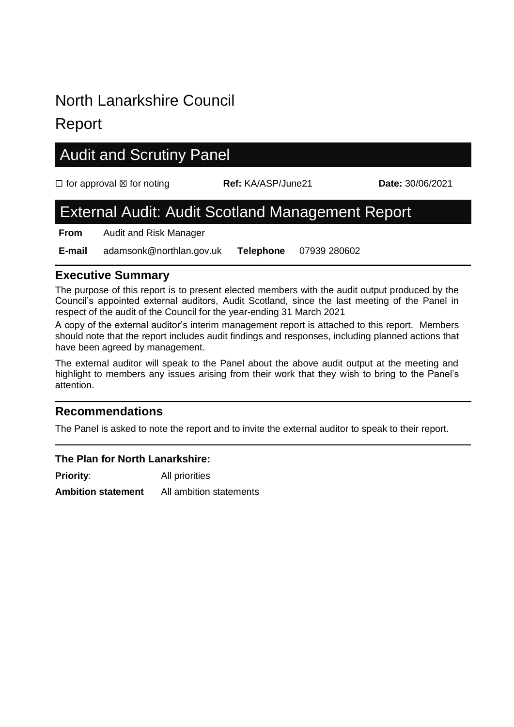# North Lanarkshire Council

# Report

## Audit and Scrutiny Panel

☐ for approval ☒ for noting **Ref:** KA/ASP/June21 **Date:** 30/06/2021

## External Audit: Audit Scotland Management Report

| **From** | Audit and Risk Manager | | |
|---|---|---|---|
| **E-mail** | adamsonk@northlan.gov.uk | **Telephone** | 07939 280602 |

### Executive Summary

The purpose of this report is to present elected members with the audit output produced by the Council's appointed external auditors, Audit Scotland, since the last meeting of the Panel in respect of the audit of the Council for the year-ending 31 March 2021

A copy of the external auditor's interim management report is attached to this report. Members should note that the report includes audit findings and responses, including planned actions that have been agreed by management.

The external auditor will speak to the Panel about the above audit output at the meeting and highlight to members any issues arising from their work that they wish to bring to the Panel's attention.

### Recommendations

The Panel is asked to note the report and to invite the external auditor to speak to their report.

#### The Plan for North Lanarkshire:

**Priority**: All priorities

**Ambition statement** All ambition statements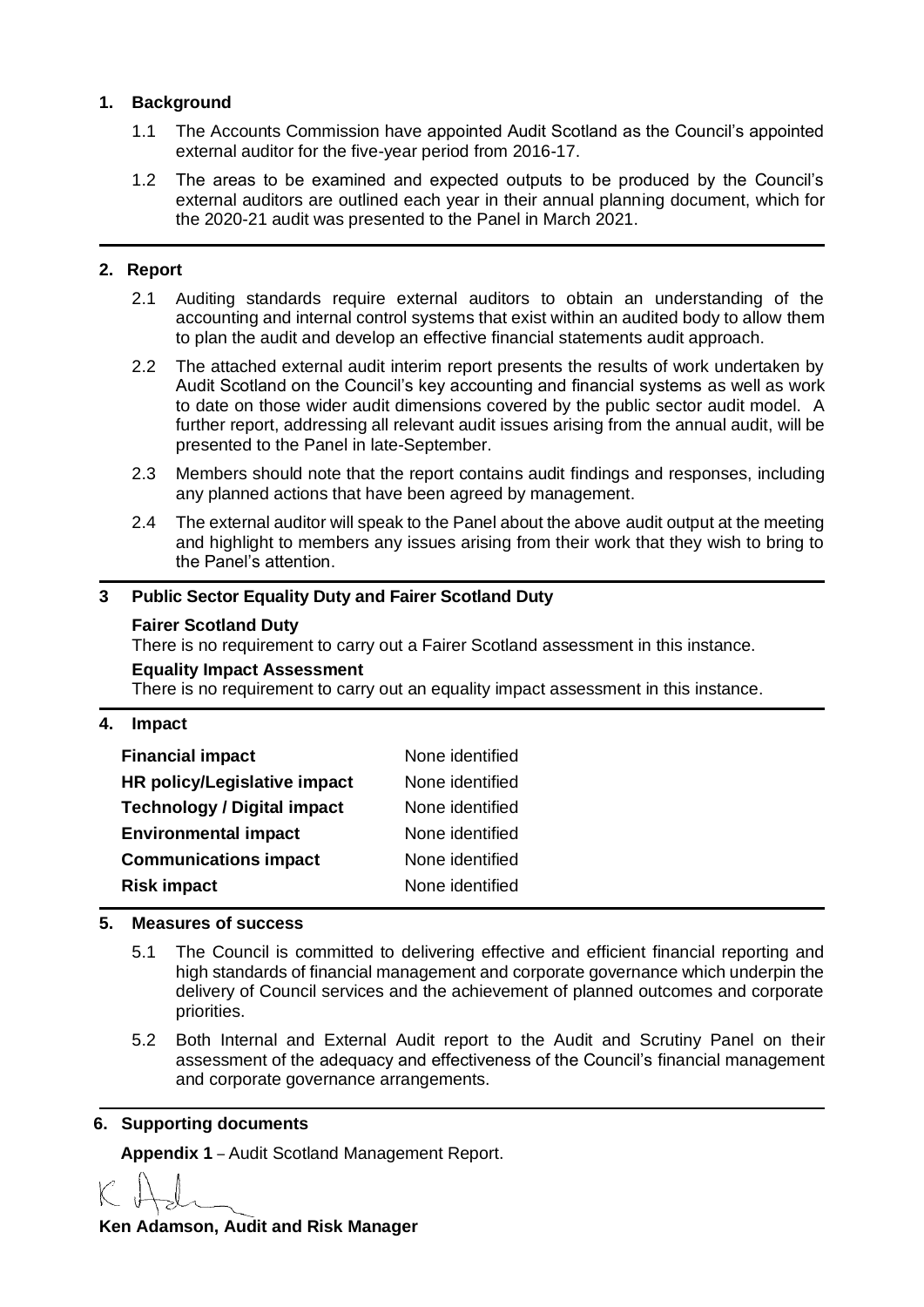## 1. Background

1.1 The Accounts Commission have appointed Audit Scotland as the Council's appointed external auditor for the five-year period from 2016-17.

1.2 The areas to be examined and expected outputs to be produced by the Council's external auditors are outlined each year in their annual planning document, which for the 2020-21 audit was presented to the Panel in March 2021.

## 2. Report

2.1 Auditing standards require external auditors to obtain an understanding of the accounting and internal control systems that exist within an audited body to allow them to plan the audit and develop an effective financial statements audit approach.

2.2 The attached external audit interim report presents the results of work undertaken by Audit Scotland on the Council's key accounting and financial systems as well as work to date on those wider audit dimensions covered by the public sector audit model. A further report, addressing all relevant audit issues arising from the annual audit, will be presented to the Panel in late-September.

2.3 Members should note that the report contains audit findings and responses, including any planned actions that have been agreed by management.

2.4 The external auditor will speak to the Panel about the above audit output at the meeting and highlight to members any issues arising from their work that they wish to bring to the Panel's attention.

## 3 Public Sector Equality Duty and Fairer Scotland Duty

**Fairer Scotland Duty**

There is no requirement to carry out a Fairer Scotland assessment in this instance.

**Equality Impact Assessment**

There is no requirement to carry out an equality impact assessment in this instance.

## 4. Impact

| | |
|---|---|
| **Financial impact** | None identified |
| **HR policy/Legislative impact** | None identified |
| **Technology / Digital impact** | None identified |
| **Environmental impact** | None identified |
| **Communications impact** | None identified |
| **Risk impact** | None identified |

## 5. Measures of success

5.1 The Council is committed to delivering effective and efficient financial reporting and high standards of financial management and corporate governance which underpin the delivery of Council services and the achievement of planned outcomes and corporate priorities.

5.2 Both Internal and External Audit report to the Audit and Scrutiny Panel on their assessment of the adequacy and effectiveness of the Council's financial management and corporate governance arrangements.

## 6. Supporting documents

**Appendix 1** – Audit Scotland Management Report.

**Ken Adamson, Audit and Risk Manager**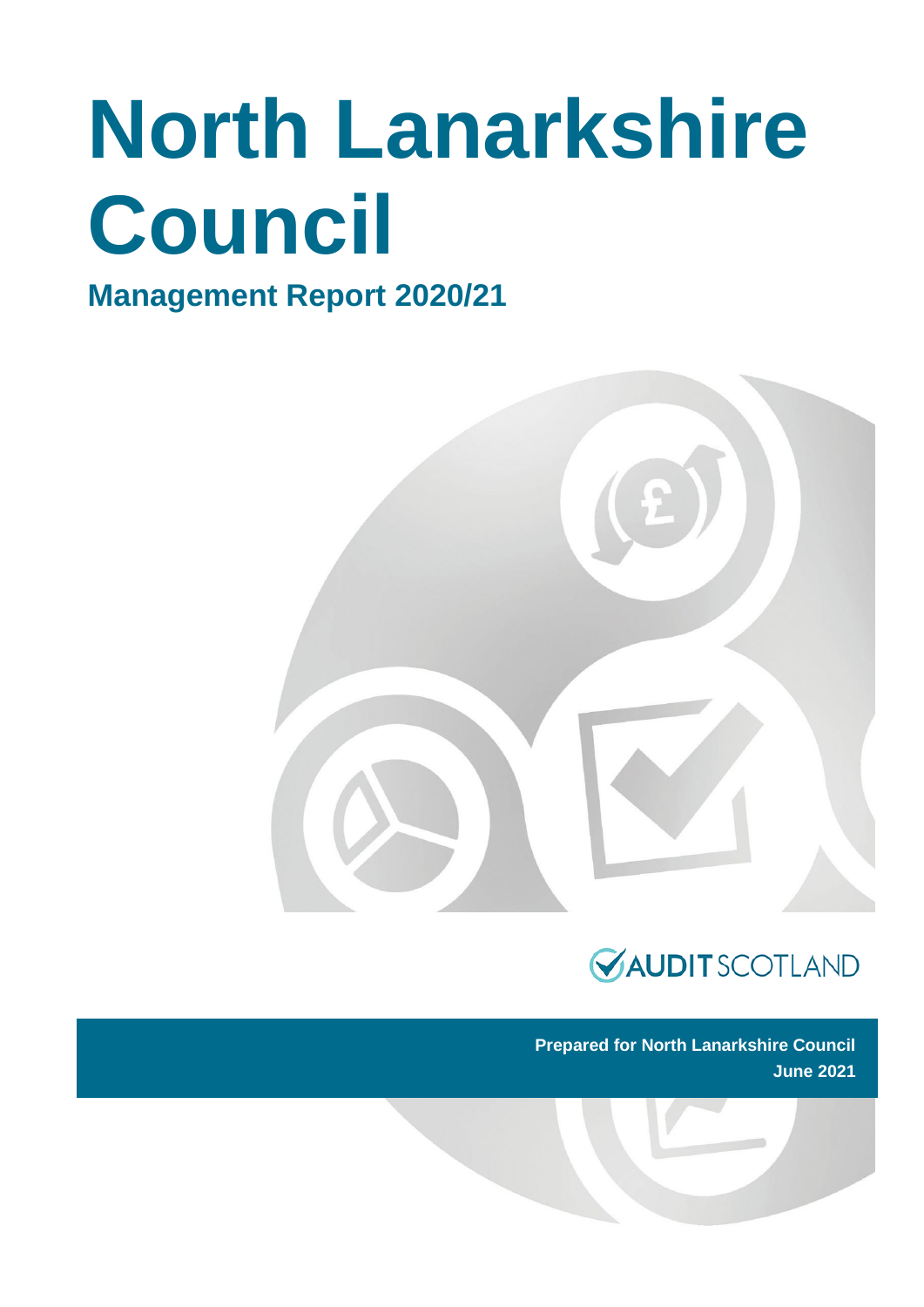# North Lanarkshire Council

## Management Report 2020/21

AUDIT SCOTLAND

**Prepared for North Lanarkshire Council**
**June 2021**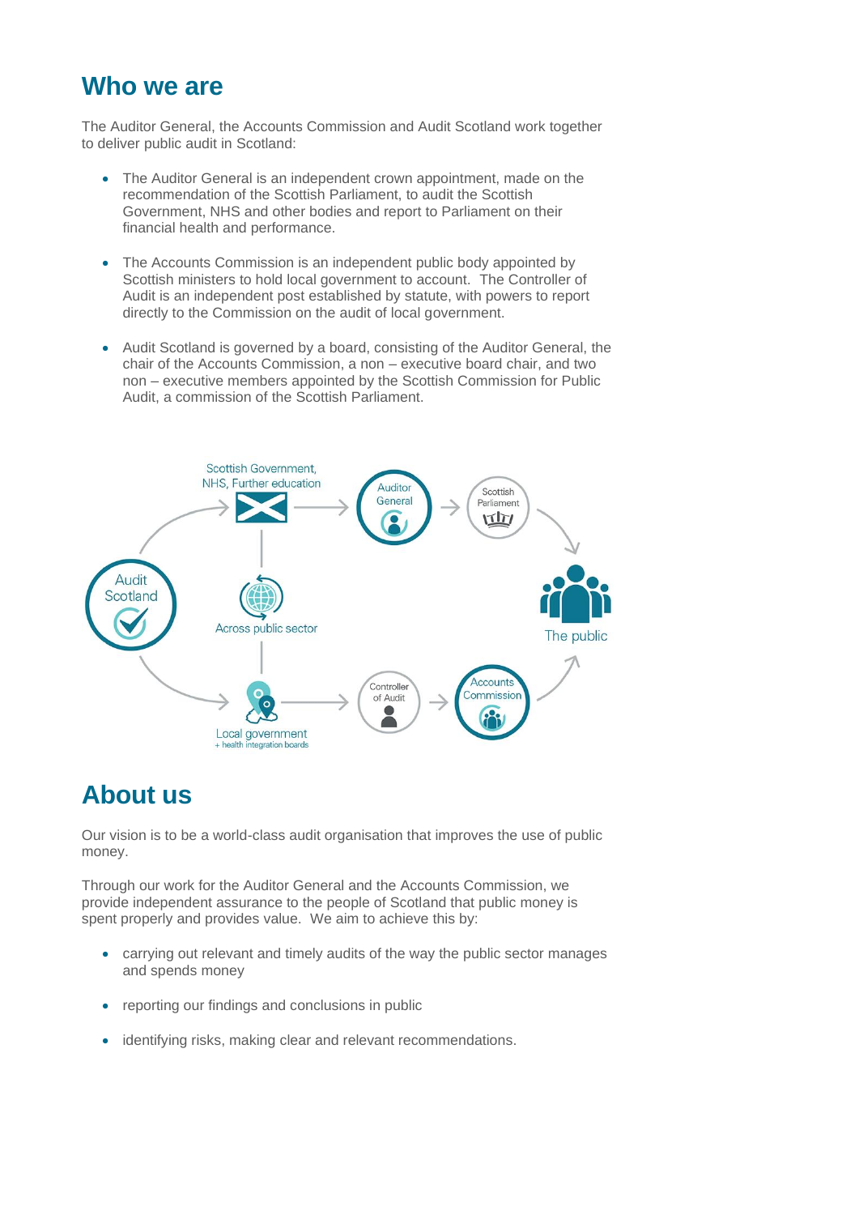## Who we are

The Auditor General, the Accounts Commission and Audit Scotland work together to deliver public audit in Scotland:

- The Auditor General is an independent crown appointment, made on the recommendation of the Scottish Parliament, to audit the Scottish Government, NHS and other bodies and report to Parliament on their financial health and performance.
- The Accounts Commission is an independent public body appointed by Scottish ministers to hold local government to account. The Controller of Audit is an independent post established by statute, with powers to report directly to the Commission on the audit of local government.
- Audit Scotland is governed by a board, consisting of the Auditor General, the chair of the Accounts Commission, a non – executive board chair, and two non – executive members appointed by the Scottish Commission for Public Audit, a commission of the Scottish Parliament.

Scottish Government, NHS, Further education

Auditor General

Scottish Parliament

Audit Scotland

Across public sector

The public

Local government + health integration boards

Controller of Audit

Accounts Commission

## About us

Our vision is to be a world-class audit organisation that improves the use of public money.

Through our work for the Auditor General and the Accounts Commission, we provide independent assurance to the people of Scotland that public money is spent properly and provides value. We aim to achieve this by:

- carrying out relevant and timely audits of the way the public sector manages and spends money
- reporting our findings and conclusions in public
- identifying risks, making clear and relevant recommendations.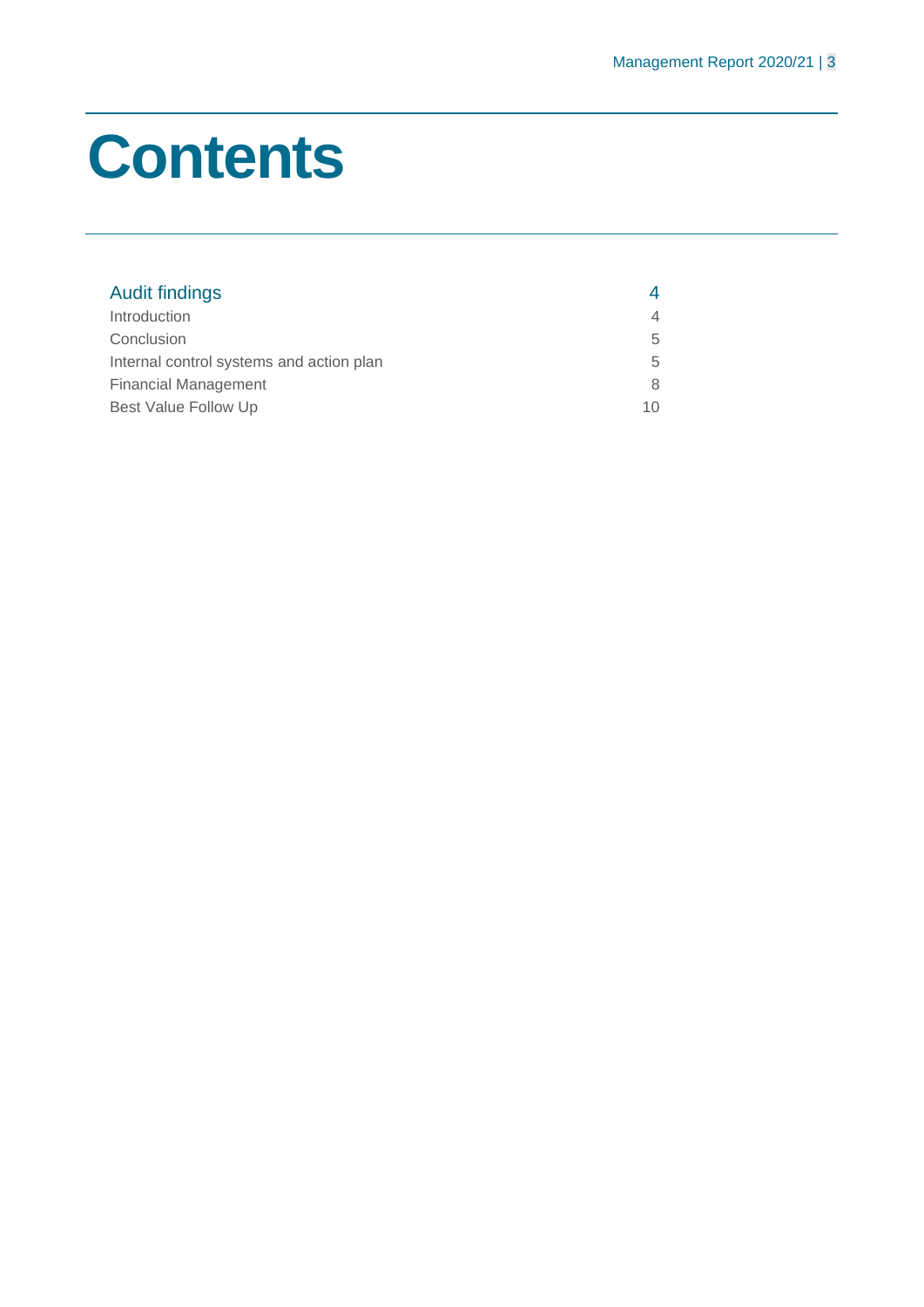# Contents

| | |
|---|---|
| Audit findings | 4 |
| Introduction | 4 |
| Conclusion | 5 |
| Internal control systems and action plan | 5 |
| Financial Management | 8 |
| Best Value Follow Up | 10 |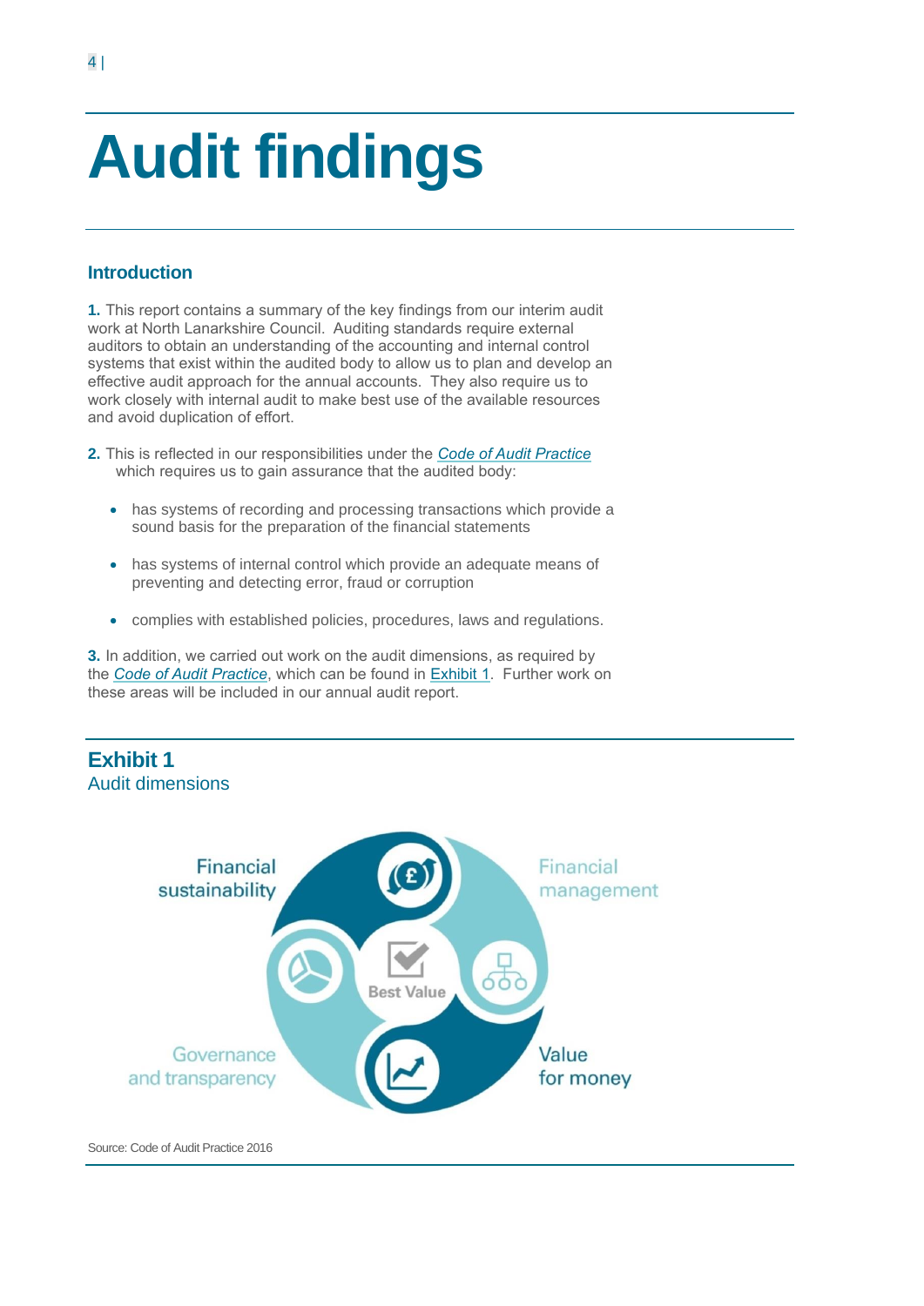# Audit findings

## Introduction

**1.** This report contains a summary of the key findings from our interim audit work at North Lanarkshire Council. Auditing standards require external auditors to obtain an understanding of the accounting and internal control systems that exist within the audited body to allow us to plan and develop an effective audit approach for the annual accounts. They also require us to work closely with internal audit to make best use of the available resources and avoid duplication of effort.

**2.** This is reflected in our responsibilities under the *Code of Audit Practice* which requires us to gain assurance that the audited body:

- has systems of recording and processing transactions which provide a sound basis for the preparation of the financial statements
- has systems of internal control which provide an adequate means of preventing and detecting error, fraud or corruption
- complies with established policies, procedures, laws and regulations.

**3.** In addition, we carried out work on the audit dimensions, as required by the *Code of Audit Practice*, which can be found in Exhibit 1. Further work on these areas will be included in our annual audit report.

### Exhibit 1
Audit dimensions

Financial sustainability

Financial management

Best Value

Governance and transparency

Value for money

Source: Code of Audit Practice 2016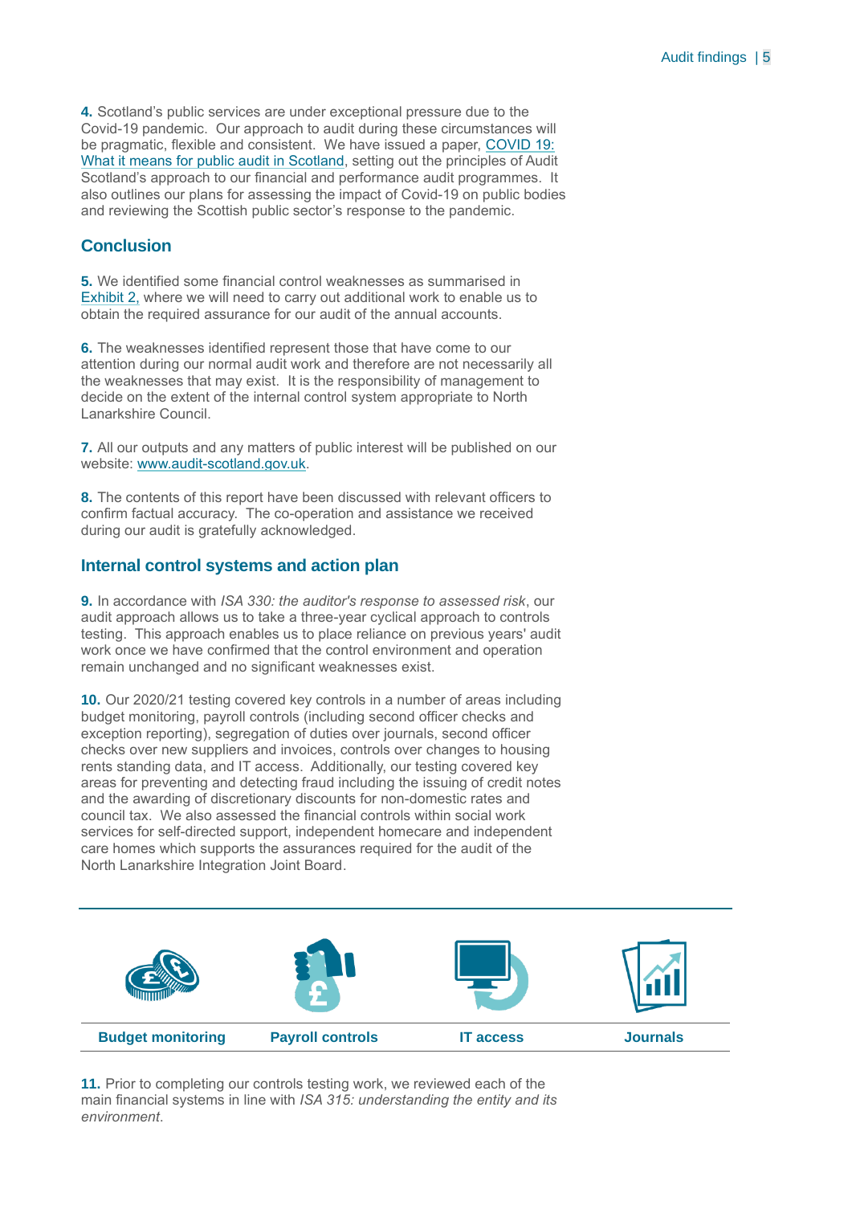**4.** Scotland's public services are under exceptional pressure due to the Covid-19 pandemic. Our approach to audit during these circumstances will be pragmatic, flexible and consistent. We have issued a paper, [COVID 19: What it means for public audit in Scotland](), setting out the principles of Audit Scotland's approach to our financial and performance audit programmes. It also outlines our plans for assessing the impact of Covid-19 on public bodies and reviewing the Scottish public sector's response to the pandemic.

## Conclusion

**5.** We identified some financial control weaknesses as summarised in Exhibit 2, where we will need to carry out additional work to enable us to obtain the required assurance for our audit of the annual accounts.

**6.** The weaknesses identified represent those that have come to our attention during our normal audit work and therefore are not necessarily all the weaknesses that may exist. It is the responsibility of management to decide on the extent of the internal control system appropriate to North Lanarkshire Council.

**7.** All our outputs and any matters of public interest will be published on our website: www.audit-scotland.gov.uk.

**8.** The contents of this report have been discussed with relevant officers to confirm factual accuracy. The co-operation and assistance we received during our audit is gratefully acknowledged.

## Internal control systems and action plan

**9.** In accordance with *ISA 330: the auditor's response to assessed risk*, our audit approach allows us to take a three-year cyclical approach to controls testing. This approach enables us to place reliance on previous years' audit work once we have confirmed that the control environment and operation remain unchanged and no significant weaknesses exist.

**10.** Our 2020/21 testing covered key controls in a number of areas including budget monitoring, payroll controls (including second officer checks and exception reporting), segregation of duties over journals, second officer checks over new suppliers and invoices, controls over changes to housing rents standing data, and IT access. Additionally, our testing covered key areas for preventing and detecting fraud including the issuing of credit notes and the awarding of discretionary discounts for non-domestic rates and council tax. We also assessed the financial controls within social work services for self-directed support, independent homecare and independent care homes which supports the assurances required for the audit of the North Lanarkshire Integration Joint Board.

| Budget monitoring | Payroll controls | IT access | Journals |
|---|---|---|---|

**11.** Prior to completing our controls testing work, we reviewed each of the main financial systems in line with *ISA 315: understanding the entity and its environment*.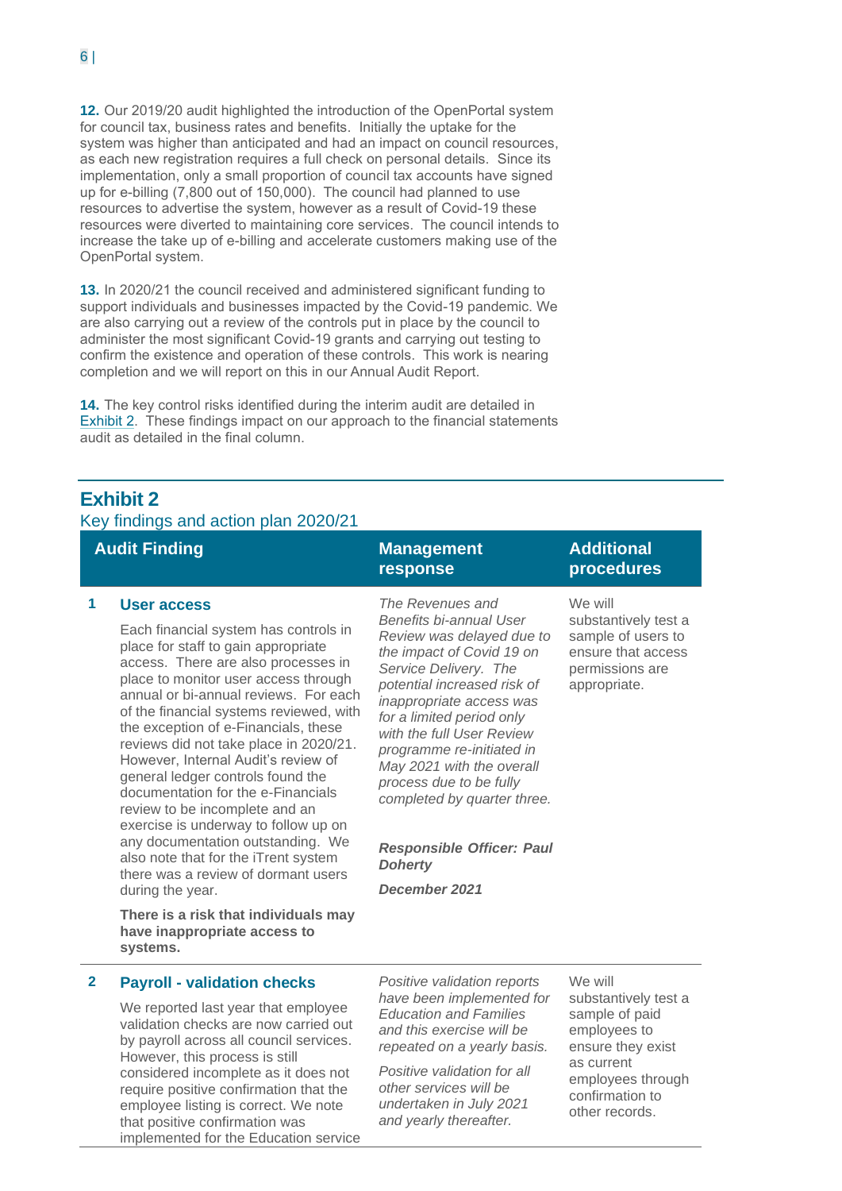**12.** Our 2019/20 audit highlighted the introduction of the OpenPortal system for council tax, business rates and benefits. Initially the uptake for the system was higher than anticipated and had an impact on council resources, as each new registration requires a full check on personal details. Since its implementation, only a small proportion of council tax accounts have signed up for e-billing (7,800 out of 150,000). The council had planned to use resources to advertise the system, however as a result of Covid-19 these resources were diverted to maintaining core services. The council intends to increase the take up of e-billing and accelerate customers making use of the OpenPortal system.

**13.** In 2020/21 the council received and administered significant funding to support individuals and businesses impacted by the Covid-19 pandemic. We are also carrying out a review of the controls put in place by the council to administer the most significant Covid-19 grants and carrying out testing to confirm the existence and operation of these controls. This work is nearing completion and we will report on this in our Annual Audit Report.

**14.** The key control risks identified during the interim audit are detailed in Exhibit 2. These findings impact on our approach to the financial statements audit as detailed in the final column.

## Exhibit 2

Key findings and action plan 2020/21

| | Audit Finding | Management response | Additional procedures |
|---|---|---|---|
| 1 | **User access**<br><br>Each financial system has controls in place for staff to gain appropriate access. There are also processes in place to monitor user access through annual or bi-annual reviews. For each of the financial systems reviewed, with the exception of e-Financials, these reviews did not take place in 2020/21. However, Internal Audit's review of general ledger controls found the documentation for the e-Financials review to be incomplete and an exercise is underway to follow up on any documentation outstanding. We also note that for the iTrent system there was a review of dormant users during the year.<br><br>**There is a risk that individuals may have inappropriate access to systems.** | *The Revenues and Benefits bi-annual User Review was delayed due to the impact of Covid 19 on Service Delivery. The potential increased risk of inappropriate access was for a limited period only with the full User Review programme re-initiated in May 2021 with the overall process due to be fully completed by quarter three.*<br><br>***Responsible Officer: Paul Doherty***<br><br>***December 2021*** | We will substantively test a sample of users to ensure that access permissions are appropriate. |
| 2 | **Payroll - validation checks**<br><br>We reported last year that employee validation checks are now carried out by payroll across all council services. However, this process is still considered incomplete as it does not require positive confirmation that the employee listing is correct. We note that positive confirmation was implemented for the Education service | *Positive validation reports have been implemented for Education and Families and this exercise will be repeated on a yearly basis.*<br><br>*Positive validation for all other services will be undertaken in July 2021 and yearly thereafter.* | We will substantively test a sample of paid employees to ensure they exist as current employees through confirmation to other records. |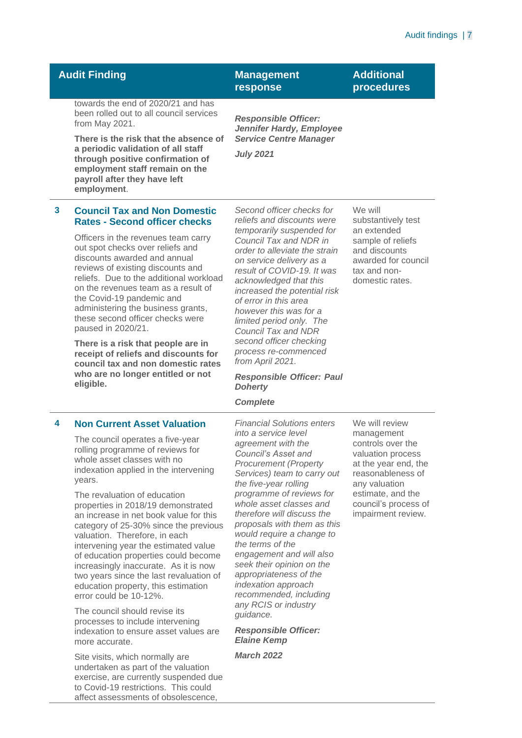| Audit Finding | Management response | Additional procedures |
|---|---|---|
| towards the end of 2020/21 and has been rolled out to all council services from May 2021.<br><br>**There is the risk that the absence of a periodic validation of all staff through positive confirmation of employment staff remain on the payroll after they have left employment**. | ***Responsible Officer: Jennifer Hardy, Employee Service Centre Manager***<br><br>***July 2021*** | |
| **3 Council Tax and Non Domestic Rates - Second officer checks**<br><br>Officers in the revenues team carry out spot checks over reliefs and discounts awarded and annual reviews of existing discounts and reliefs. Due to the additional workload on the revenues team as a result of the Covid-19 pandemic and administering the business grants, these second officer checks were paused in 2020/21.<br><br>**There is a risk that people are in receipt of reliefs and discounts for council tax and non domestic rates who are no longer entitled or not eligible.** | *Second officer checks for reliefs and discounts were temporarily suspended for Council Tax and NDR in order to alleviate the strain on service delivery as a result of COVID-19. It was acknowledged that this increased the potential risk of error in this area however this was for a limited period only. The Council Tax and NDR second officer checking process re-commenced from April 2021.*<br><br>***Responsible Officer: Paul Doherty***<br><br>***Complete*** | We will substantively test an extended sample of reliefs and discounts awarded for council tax and non-domestic rates. |
| **4 Non Current Asset Valuation**<br><br>The council operates a five-year rolling programme of reviews for whole asset classes with no indexation applied in the intervening years.<br><br>The revaluation of education properties in 2018/19 demonstrated an increase in net book value for this category of 25-30% since the previous valuation. Therefore, in each intervening year the estimated value of education properties could become increasingly inaccurate. As it is now two years since the last revaluation of education property, this estimation error could be 10-12%.<br><br>The council should revise its processes to include intervening indexation to ensure asset values are more accurate.<br><br>Site visits, which normally are undertaken as part of the valuation exercise, are currently suspended due to Covid-19 restrictions. This could affect assessments of obsolescence, | *Financial Solutions enters into a service level agreement with the Council's Asset and Procurement (Property Services) team to carry out the five-year rolling programme of reviews for whole asset classes and therefore will discuss the proposals with them as this would require a change to the terms of the engagement and will also seek their opinion on the appropriateness of the indexation approach recommended, including any RCIS or industry guidance.*<br><br>***Responsible Officer: Elaine Kemp***<br><br>***March 2022*** | We will review management controls over the valuation process at the year end, the reasonableness of any valuation estimate, and the council's process of impairment review. |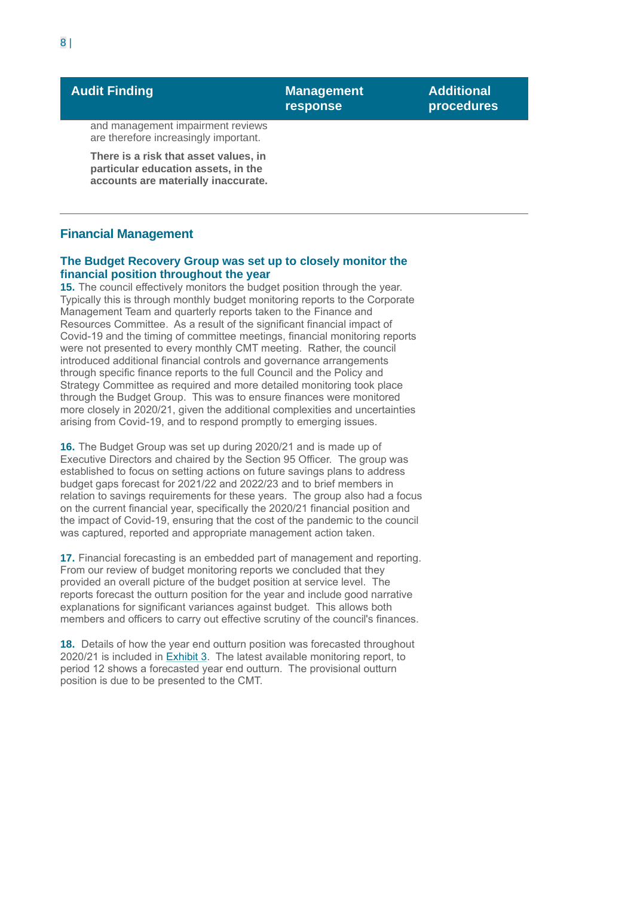| Audit Finding | Management response | Additional procedures |
|---|---|---|
| and management impairment reviews are therefore increasingly important. **There is a risk that asset values, in particular education assets, in the accounts are materially inaccurate.** | | |

## Financial Management

### The Budget Recovery Group was set up to closely monitor the financial position throughout the year

**15.** The council effectively monitors the budget position through the year. Typically this is through monthly budget monitoring reports to the Corporate Management Team and quarterly reports taken to the Finance and Resources Committee. As a result of the significant financial impact of Covid-19 and the timing of committee meetings, financial monitoring reports were not presented to every monthly CMT meeting. Rather, the council introduced additional financial controls and governance arrangements through specific finance reports to the full Council and the Policy and Strategy Committee as required and more detailed monitoring took place through the Budget Group. This was to ensure finances were monitored more closely in 2020/21, given the additional complexities and uncertainties arising from Covid-19, and to respond promptly to emerging issues.

**16.** The Budget Group was set up during 2020/21 and is made up of Executive Directors and chaired by the Section 95 Officer. The group was established to focus on setting actions on future savings plans to address budget gaps forecast for 2021/22 and 2022/23 and to brief members in relation to savings requirements for these years. The group also had a focus on the current financial year, specifically the 2020/21 financial position and the impact of Covid-19, ensuring that the cost of the pandemic to the council was captured, reported and appropriate management action taken.

**17.** Financial forecasting is an embedded part of management and reporting. From our review of budget monitoring reports we concluded that they provided an overall picture of the budget position at service level. The reports forecast the outturn position for the year and include good narrative explanations for significant variances against budget. This allows both members and officers to carry out effective scrutiny of the council's finances.

**18.** Details of how the year end outturn position was forecasted throughout 2020/21 is included in Exhibit 3. The latest available monitoring report, to period 12 shows a forecasted year end outturn. The provisional outturn position is due to be presented to the CMT.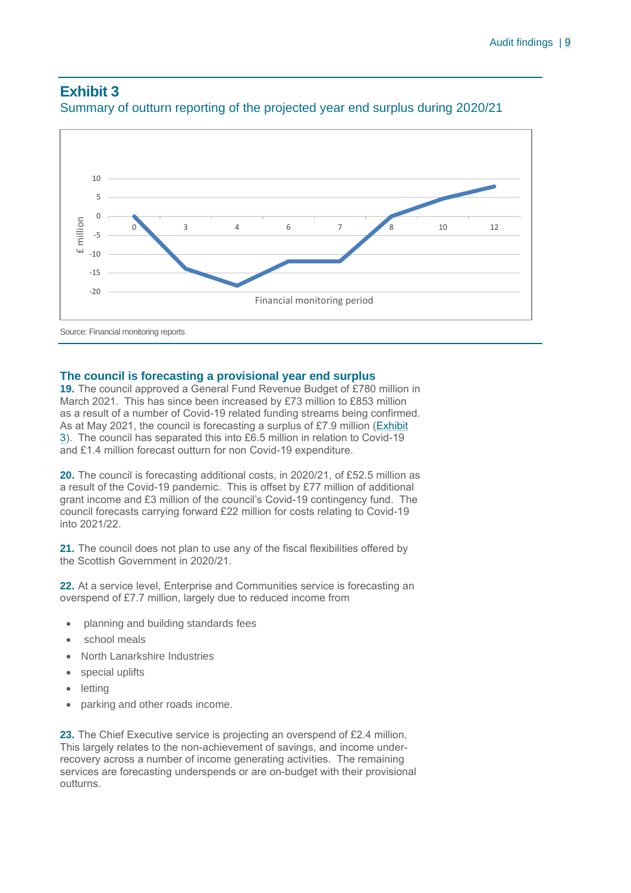## Exhibit 3

Summary of outturn reporting of the projected year end surplus during 2020/21

Source: Financial monitoring reports

### The council is forecasting a provisional year end surplus

**19.** The council approved a General Fund Revenue Budget of £780 million in March 2021. This has since been increased by £73 million to £853 million as a result of a number of Covid-19 related funding streams being confirmed. As at May 2021, the council is forecasting a surplus of £7.9 million (Exhibit 3). The council has separated this into £6.5 million in relation to Covid-19 and £1.4 million forecast outturn for non Covid-19 expenditure.

**20.** The council is forecasting additional costs, in 2020/21, of £52.5 million as a result of the Covid-19 pandemic. This is offset by £77 million of additional grant income and £3 million of the council's Covid-19 contingency fund. The council forecasts carrying forward £22 million for costs relating to Covid-19 into 2021/22.

**21.** The council does not plan to use any of the fiscal flexibilities offered by the Scottish Government in 2020/21.

**22.** At a service level, Enterprise and Communities service is forecasting an overspend of £7.7 million, largely due to reduced income from

- planning and building standards fees
- school meals
- North Lanarkshire Industries
- special uplifts
- letting
- parking and other roads income.

**23.** The Chief Executive service is projecting an overspend of £2.4 million. This largely relates to the non-achievement of savings, and income under-recovery across a number of income generating activities. The remaining services are forecasting underspends or are on-budget with their provisional outturns.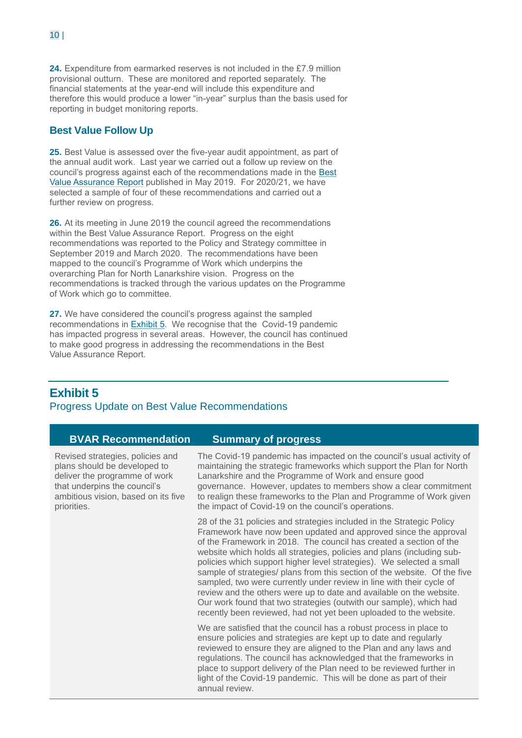**24.** Expenditure from earmarked reserves is not included in the £7.9 million provisional outturn. These are monitored and reported separately. The financial statements at the year-end will include this expenditure and therefore this would produce a lower "in-year" surplus than the basis used for reporting in budget monitoring reports.

## Best Value Follow Up

**25.** Best Value is assessed over the five-year audit appointment, as part of the annual audit work. Last year we carried out a follow up review on the council's progress against each of the recommendations made in the Best Value Assurance Report published in May 2019. For 2020/21, we have selected a sample of four of these recommendations and carried out a further review on progress.

**26.** At its meeting in June 2019 the council agreed the recommendations within the Best Value Assurance Report. Progress on the eight recommendations was reported to the Policy and Strategy committee in September 2019 and March 2020. The recommendations have been mapped to the council's Programme of Work which underpins the overarching Plan for North Lanarkshire vision. Progress on the recommendations is tracked through the various updates on the Programme of Work which go to committee.

**27.** We have considered the council's progress against the sampled recommendations in Exhibit 5. We recognise that the Covid-19 pandemic has impacted progress in several areas. However, the council has continued to make good progress in addressing the recommendations in the Best Value Assurance Report.

## Exhibit 5

Progress Update on Best Value Recommendations

| BVAR Recommendation | Summary of progress |
|---|---|
| Revised strategies, policies and plans should be developed to deliver the programme of work that underpins the council's ambitious vision, based on its five priorities. | The Covid-19 pandemic has impacted on the council's usual activity of maintaining the strategic frameworks which support the Plan for North Lanarkshire and the Programme of Work and ensure good governance. However, updates to members show a clear commitment to realign these frameworks to the Plan and Programme of Work given the impact of Covid-19 on the council's operations.<br><br>28 of the 31 policies and strategies included in the Strategic Policy Framework have now been updated and approved since the approval of the Framework in 2018. The council has created a section of the website which holds all strategies, policies and plans (including sub-policies which support higher level strategies). We selected a small sample of strategies/ plans from this section of the website. Of the five sampled, two were currently under review in line with their cycle of review and the others were up to date and available on the website. Our work found that two strategies (outwith our sample), which had recently been reviewed, had not yet been uploaded to the website.<br><br>We are satisfied that the council has a robust process in place to ensure policies and strategies are kept up to date and regularly reviewed to ensure they are aligned to the Plan and any laws and regulations. The council has acknowledged that the frameworks in place to support delivery of the Plan need to be reviewed further in light of the Covid-19 pandemic. This will be done as part of their annual review. |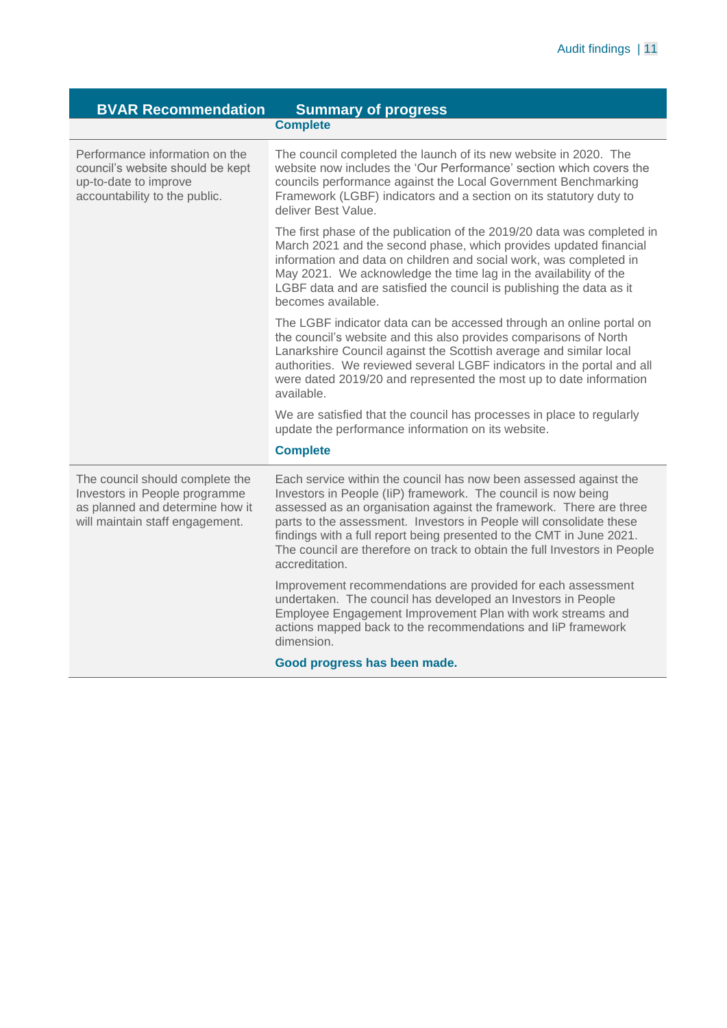| BVAR Recommendation | Summary of progress |
|---|---|
| | **Complete** |
| Performance information on the council's website should be kept up-to-date to improve accountability to the public. | The council completed the launch of its new website in 2020. The website now includes the 'Our Performance' section which covers the councils performance against the Local Government Benchmarking Framework (LGBF) indicators and a section on its statutory duty to deliver Best Value.<br><br>The first phase of the publication of the 2019/20 data was completed in March 2021 and the second phase, which provides updated financial information and data on children and social work, was completed in May 2021. We acknowledge the time lag in the availability of the LGBF data and are satisfied the council is publishing the data as it becomes available.<br><br>The LGBF indicator data can be accessed through an online portal on the council's website and this also provides comparisons of North Lanarkshire Council against the Scottish average and similar local authorities. We reviewed several LGBF indicators in the portal and all were dated 2019/20 and represented the most up to date information available.<br><br>We are satisfied that the council has processes in place to regularly update the performance information on its website.<br><br>**Complete** |
| The council should complete the Investors in People programme as planned and determine how it will maintain staff engagement. | Each service within the council has now been assessed against the Investors in People (IiP) framework. The council is now being assessed as an organisation against the framework. There are three parts to the assessment. Investors in People will consolidate these findings with a full report being presented to the CMT in June 2021. The council are therefore on track to obtain the full Investors in People accreditation.<br><br>Improvement recommendations are provided for each assessment undertaken. The council has developed an Investors in People Employee Engagement Improvement Plan with work streams and actions mapped back to the recommendations and IiP framework dimension.<br><br>**Good progress has been made.** |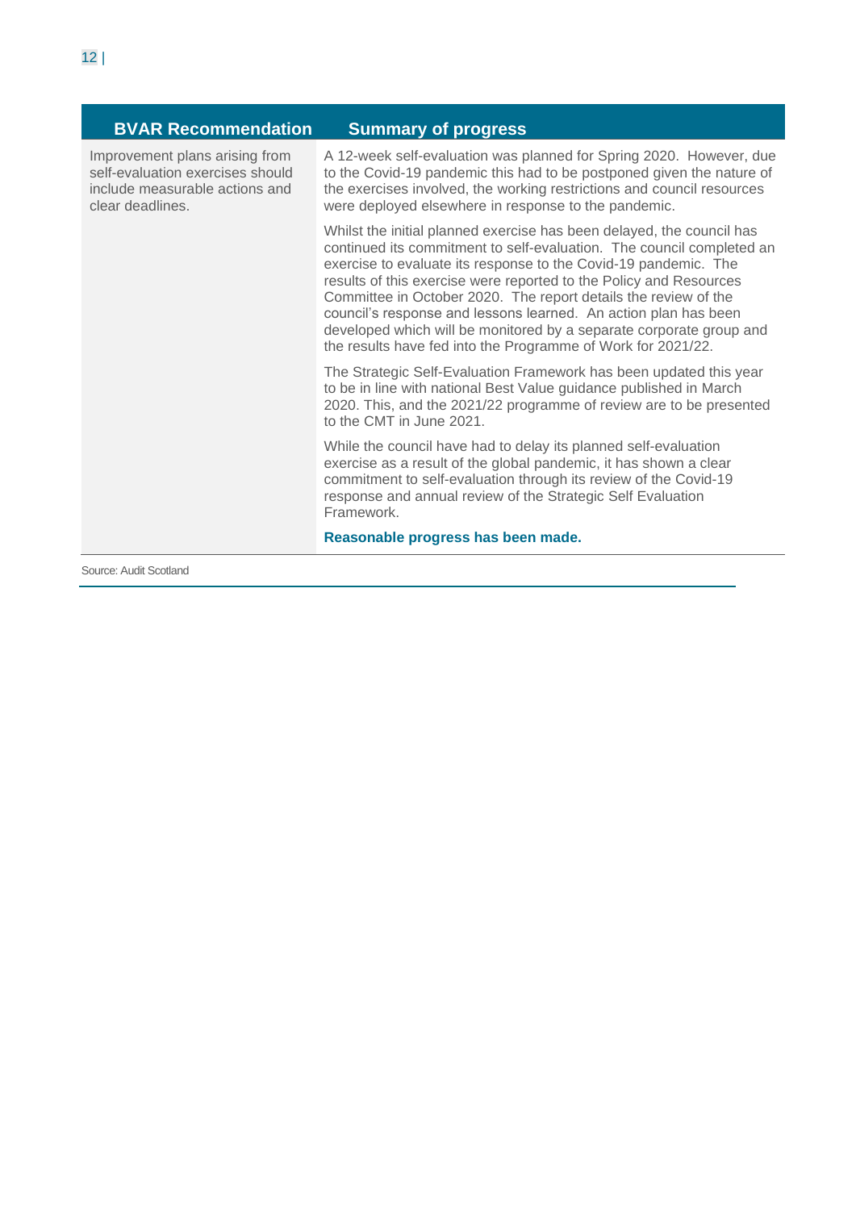| BVAR Recommendation | Summary of progress |
| --- | --- |
| Improvement plans arising from self-evaluation exercises should include measurable actions and clear deadlines. | A 12-week self-evaluation was planned for Spring 2020. However, due to the Covid-19 pandemic this had to be postponed given the nature of the exercises involved, the working restrictions and council resources were deployed elsewhere in response to the pandemic.<br><br>Whilst the initial planned exercise has been delayed, the council has continued its commitment to self-evaluation. The council completed an exercise to evaluate its response to the Covid-19 pandemic. The results of this exercise were reported to the Policy and Resources Committee in October 2020. The report details the review of the council's response and lessons learned. An action plan has been developed which will be monitored by a separate corporate group and the results have fed into the Programme of Work for 2021/22.<br><br>The Strategic Self-Evaluation Framework has been updated this year to be in line with national Best Value guidance published in March 2020. This, and the 2021/22 programme of review are to be presented to the CMT in June 2021.<br><br>While the council have had to delay its planned self-evaluation exercise as a result of the global pandemic, it has shown a clear commitment to self-evaluation through its review of the Covid-19 response and annual review of the Strategic Self Evaluation Framework.<br><br>**Reasonable progress has been made.** |

Source: Audit Scotland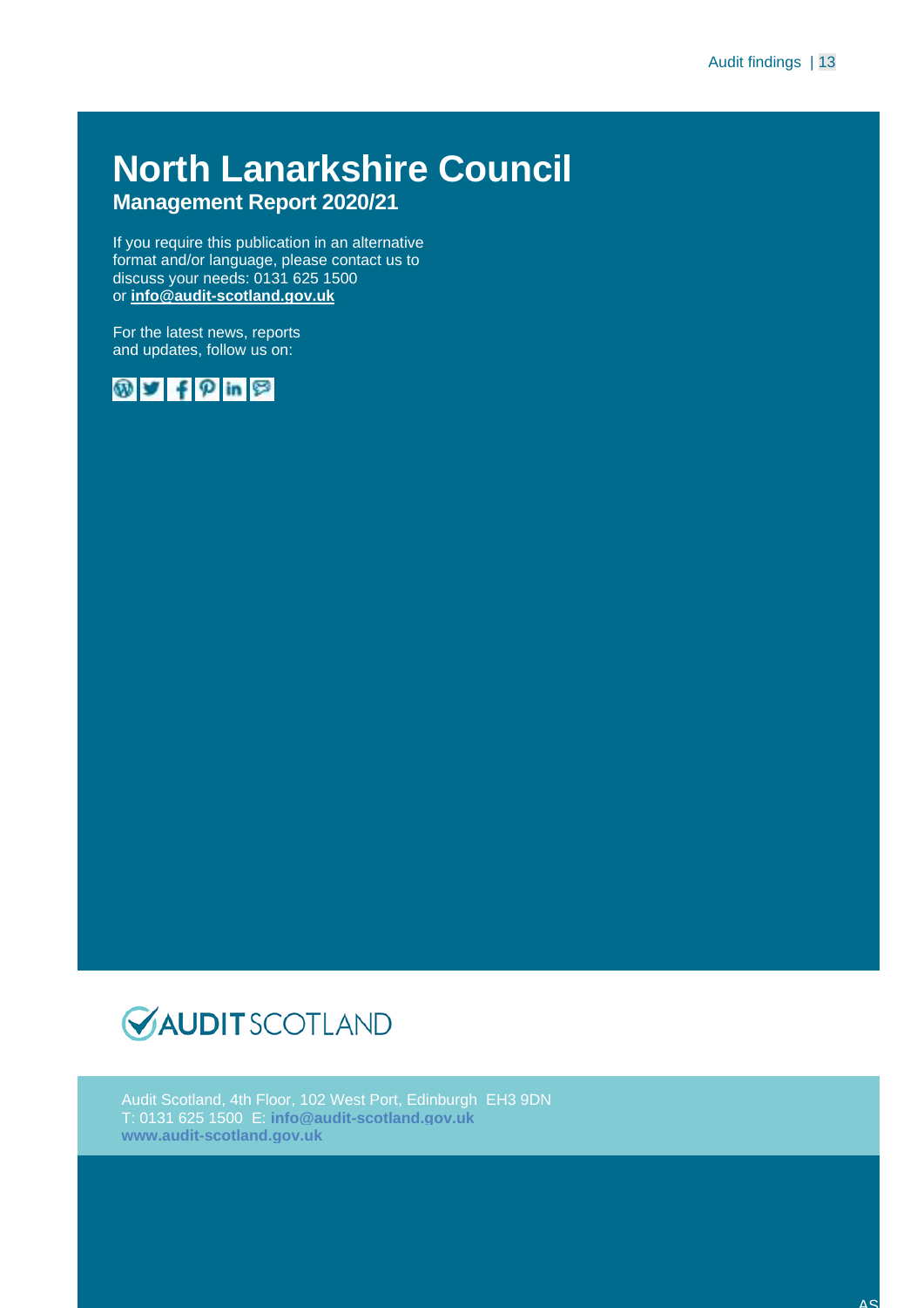# North Lanarkshire Council

## Management Report 2020/21

If you require this publication in an alternative format and/or language, please contact us to discuss your needs: 0131 625 1500 or **info@audit-scotland.gov.uk**

For the latest news, reports and updates, follow us on:

AUDIT SCOTLAND

Audit Scotland, 4th Floor, 102 West Port, Edinburgh EH3 9DN
T: 0131 625 1500 E: **info@audit-scotland.gov.uk**
**www.audit-scotland.gov.uk**